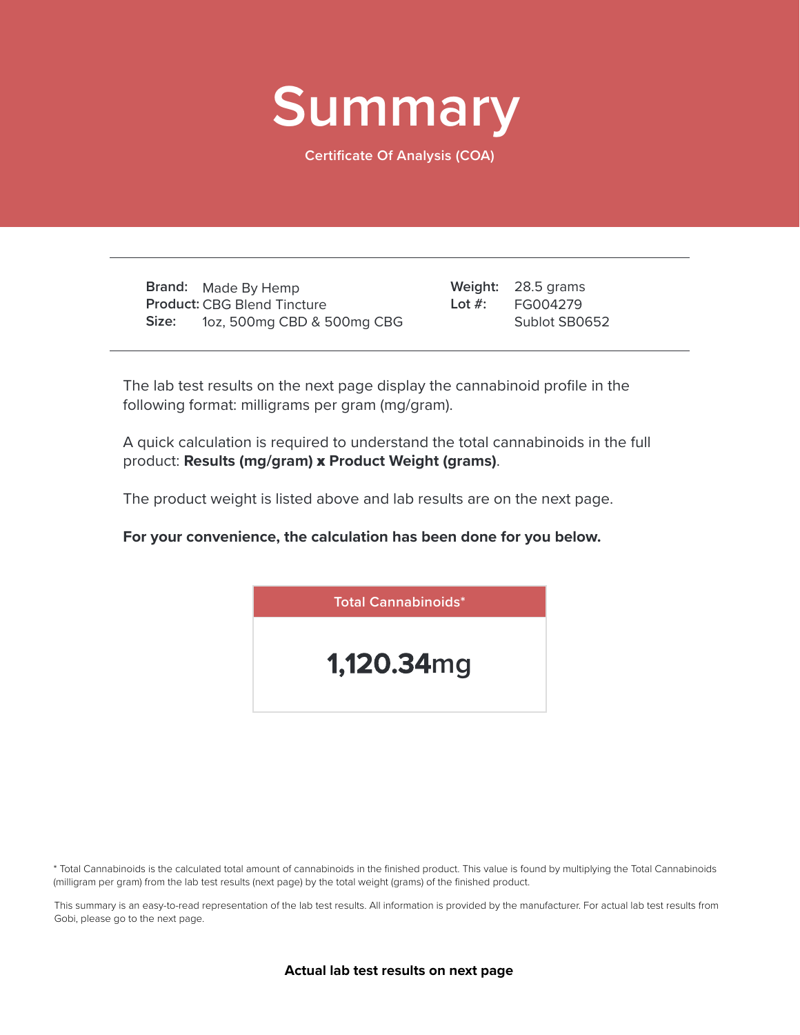# Summary

Certificate Of Analysis (COA)

| | | | |
|---|---|---|---|
| **Brand:** | Made By Hemp | **Weight:** | 28.5 grams |
| **Product:** | CBG Blend Tincture | **Lot #:** | FG004279 |
| **Size:** | 1oz, 500mg CBD & 500mg CBG | | Sublot SB0652 |

The lab test results on the next page display the cannabinoid profile in the following format: milligrams per gram (mg/gram).

A quick calculation is required to understand the total cannabinoids in the full product: **Results (mg/gram) x Product Weight (grams)**.

The product weight is listed above and lab results are on the next page.

**For your convenience, the calculation has been done for you below.**

| Total Cannabinoids* |
|---|
| **1,120.34**mg |

* Total Cannabinoids is the calculated total amount of cannabinoids in the finished product. This value is found by multiplying the Total Cannabinoids (milligram per gram) from the lab test results (next page) by the total weight (grams) of the finished product.

This summary is an easy-to-read representation of the lab test results. All information is provided by the manufacturer. For actual lab test results from Gobi, please go to the next page.

**Actual lab test results on next page**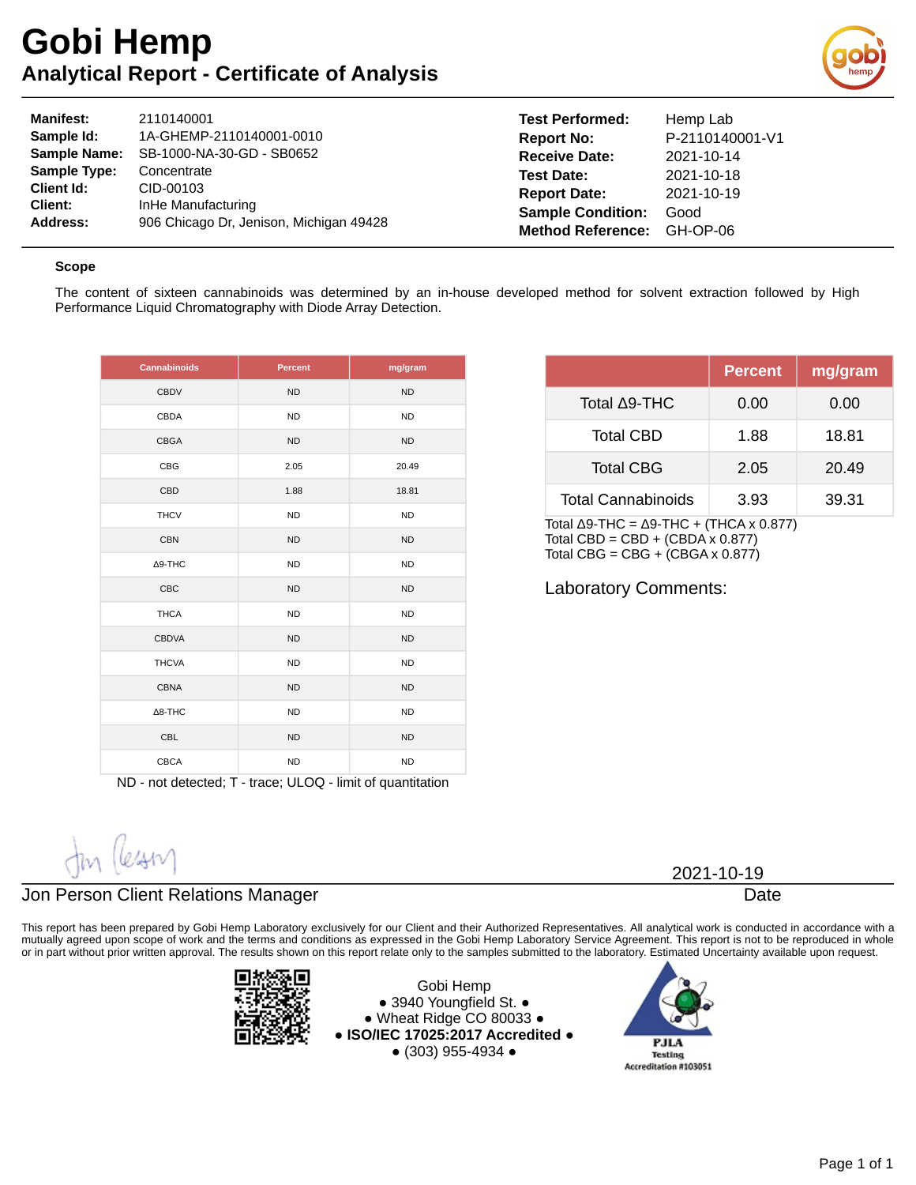# Gobi Hemp

## Analytical Report - Certificate of Analysis

| | | | |
|---|---|---|---|
| **Manifest:** | 2110140001 | **Test Performed:** | Hemp Lab |
| **Sample Id:** | 1A-GHEMP-2110140001-0010 | **Report No:** | P-2110140001-V1 |
| **Sample Name:** | SB-1000-NA-30-GD - SB0652 | **Receive Date:** | 2021-10-14 |
| **Sample Type:** | Concentrate | **Test Date:** | 2021-10-18 |
| **Client Id:** | CID-00103 | **Report Date:** | 2021-10-19 |
| **Client:** | InHe Manufacturing | **Sample Condition:** | Good |
| **Address:** | 906 Chicago Dr, Jenison, Michigan 49428 | **Method Reference:** | GH-OP-06 |

### Scope

The content of sixteen cannabinoids was determined by an in-house developed method for solvent extraction followed by High Performance Liquid Chromatography with Diode Array Detection.

| Cannabinoids | Percent | mg/gram |
|---|---|---|
| CBDV | ND | ND |
| CBDA | ND | ND |
| CBGA | ND | ND |
| CBG | 2.05 | 20.49 |
| CBD | 1.88 | 18.81 |
| THCV | ND | ND |
| CBN | ND | ND |
| Δ9-THC | ND | ND |
| CBC | ND | ND |
| THCA | ND | ND |
| CBDVA | ND | ND |
| THCVA | ND | ND |
| CBNA | ND | ND |
| Δ8-THC | ND | ND |
| CBL | ND | ND |
| CBCA | ND | ND |

ND - not detected; T - trace; ULOQ - limit of quantitation

| | Percent | mg/gram |
|---|---|---|
| Total Δ9-THC | 0.00 | 0.00 |
| Total CBD | 1.88 | 18.81 |
| Total CBG | 2.05 | 20.49 |
| Total Cannabinoids | 3.93 | 39.31 |

Total Δ9-THC = Δ9-THC + (THCA x 0.877)
Total CBD = CBD + (CBDA x 0.877)
Total CBG = CBG + (CBGA x 0.877)

Laboratory Comments:

Jon Person Client Relations Manager

2021-10-19
Date

This report has been prepared by Gobi Hemp Laboratory exclusively for our Client and their Authorized Representatives. All analytical work is conducted in accordance with a mutually agreed upon scope of work and the terms and conditions as expressed in the Gobi Hemp Laboratory Service Agreement. This report is not to be reproduced in whole or in part without prior written approval. The results shown on this report relate only to the samples submitted to the laboratory. Estimated Uncertainty available upon request.

Gobi Hemp
• 3940 Youngfield St. •
• Wheat Ridge CO 80033 •
**• ISO/IEC 17025:2017 Accredited •**
• (303) 955-4934 •

PJLA Testing Accreditation #103051